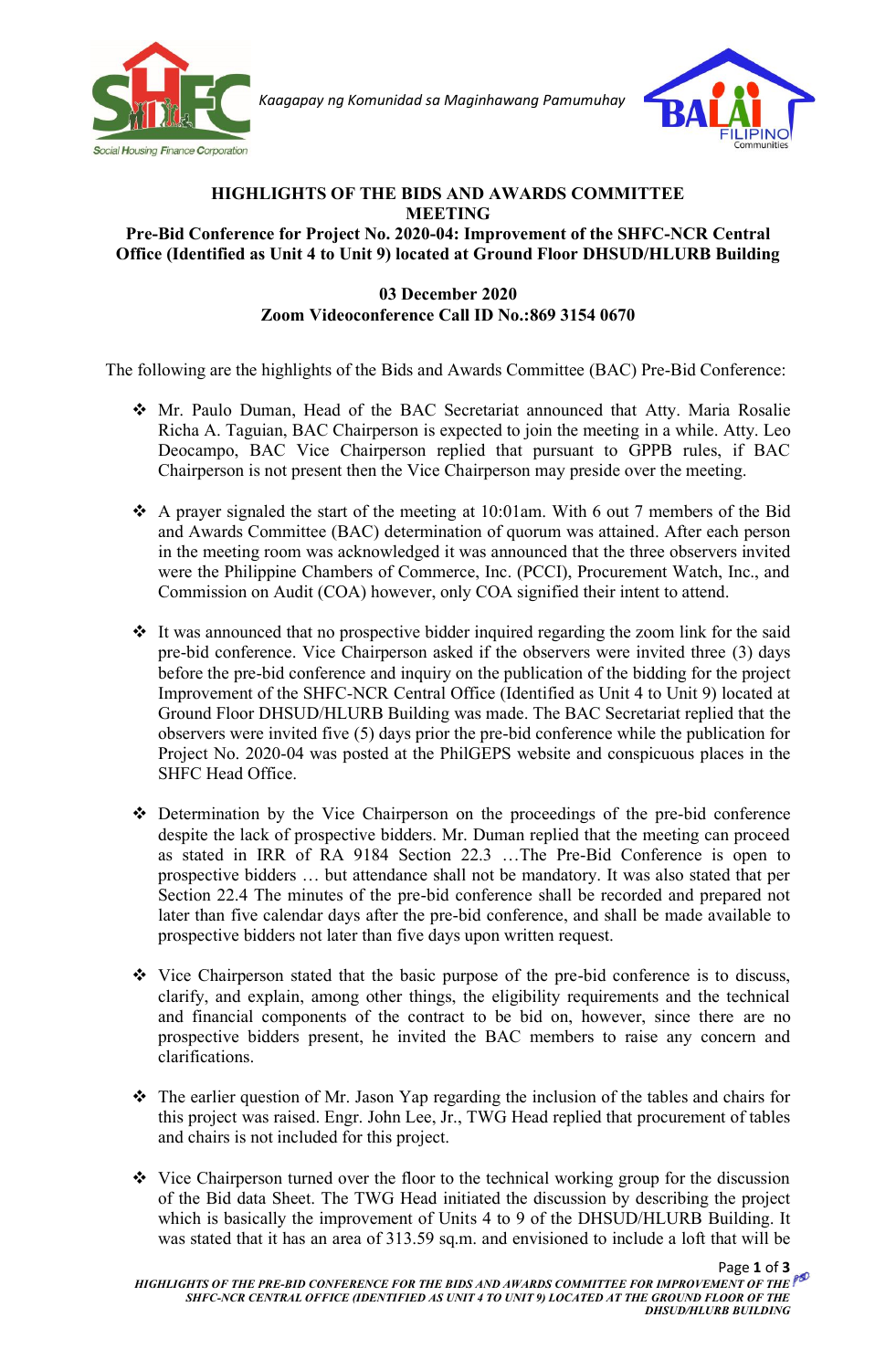Kaagapay ng Komunidad sa Maginhawang Pamumuhay

# HIGHLIGHTS OF THE BIDS AND AWARDS COMMITTEE MEETING

## Pre-Bid Conference for Project No. 2020-04: Improvement of the SHFC-NCR Central Office (Identified as Unit 4 to Unit 9) located at Ground Floor DHSUD/HLURB Building

**03 December 2020**
**Zoom Videoconference Call ID No.:869 3154 0670**

The following are the highlights of the Bids and Awards Committee (BAC) Pre-Bid Conference:

- ❖ Mr. Paulo Duman, Head of the BAC Secretariat announced that Atty. Maria Rosalie Richa A. Taguian, BAC Chairperson is expected to join the meeting in a while. Atty. Leo Deocampo, BAC Vice Chairperson replied that pursuant to GPPB rules, if BAC Chairperson is not present then the Vice Chairperson may preside over the meeting.

- ❖ A prayer signaled the start of the meeting at 10:01am. With 6 out 7 members of the Bid and Awards Committee (BAC) determination of quorum was attained. After each person in the meeting room was acknowledged it was announced that the three observers invited were the Philippine Chambers of Commerce, Inc. (PCCI), Procurement Watch, Inc., and Commission on Audit (COA) however, only COA signified their intent to attend.

- ❖ It was announced that no prospective bidder inquired regarding the zoom link for the said pre-bid conference. Vice Chairperson asked if the observers were invited three (3) days before the pre-bid conference and inquiry on the publication of the bidding for the project Improvement of the SHFC-NCR Central Office (Identified as Unit 4 to Unit 9) located at Ground Floor DHSUD/HLURB Building was made. The BAC Secretariat replied that the observers were invited five (5) days prior the pre-bid conference while the publication for Project No. 2020-04 was posted at the PhilGEPS website and conspicuous places in the SHFC Head Office.

- ❖ Determination by the Vice Chairperson on the proceedings of the pre-bid conference despite the lack of prospective bidders. Mr. Duman replied that the meeting can proceed as stated in IRR of RA 9184 Section 22.3 …The Pre-Bid Conference is open to prospective bidders … but attendance shall not be mandatory. It was also stated that per Section 22.4 The minutes of the pre-bid conference shall be recorded and prepared not later than five calendar days after the pre-bid conference, and shall be made available to prospective bidders not later than five days upon written request.

- ❖ Vice Chairperson stated that the basic purpose of the pre-bid conference is to discuss, clarify, and explain, among other things, the eligibility requirements and the technical and financial components of the contract to be bid on, however, since there are no prospective bidders present, he invited the BAC members to raise any concern and clarifications.

- ❖ The earlier question of Mr. Jason Yap regarding the inclusion of the tables and chairs for this project was raised. Engr. John Lee, Jr., TWG Head replied that procurement of tables and chairs is not included for this project.

- ❖ Vice Chairperson turned over the floor to the technical working group for the discussion of the Bid data Sheet. The TWG Head initiated the discussion by describing the project which is basically the improvement of Units 4 to 9 of the DHSUD/HLURB Building. It was stated that it has an area of 313.59 sq.m. and envisioned to include a loft that will be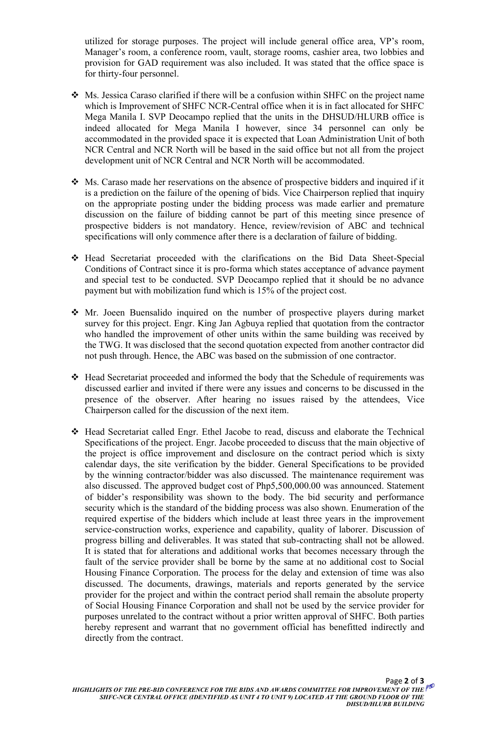utilized for storage purposes. The project will include general office area, VP's room, Manager's room, a conference room, vault, storage rooms, cashier area, two lobbies and provision for GAD requirement was also included. It was stated that the office space is for thirty-four personnel.

- Ms. Jessica Caraso clarified if there will be a confusion within SHFC on the project name which is Improvement of SHFC NCR-Central office when it is in fact allocated for SHFC Mega Manila I. SVP Deocampo replied that the units in the DHSUD/HLURB office is indeed allocated for Mega Manila I however, since 34 personnel can only be accommodated in the provided space it is expected that Loan Administration Unit of both NCR Central and NCR North will be based in the said office but not all from the project development unit of NCR Central and NCR North will be accommodated.

- Ms. Caraso made her reservations on the absence of prospective bidders and inquired if it is a prediction on the failure of the opening of bids. Vice Chairperson replied that inquiry on the appropriate posting under the bidding process was made earlier and premature discussion on the failure of bidding cannot be part of this meeting since presence of prospective bidders is not mandatory. Hence, review/revision of ABC and technical specifications will only commence after there is a declaration of failure of bidding.

- Head Secretariat proceeded with the clarifications on the Bid Data Sheet-Special Conditions of Contract since it is pro-forma which states acceptance of advance payment and special test to be conducted. SVP Deocampo replied that it should be no advance payment but with mobilization fund which is 15% of the project cost.

- Mr. Joeen Buensalido inquired on the number of prospective players during market survey for this project. Engr. King Jan Agbuya replied that quotation from the contractor who handled the improvement of other units within the same building was received by the TWG. It was disclosed that the second quotation expected from another contractor did not push through. Hence, the ABC was based on the submission of one contractor.

- Head Secretariat proceeded and informed the body that the Schedule of requirements was discussed earlier and invited if there were any issues and concerns to be discussed in the presence of the observer. After hearing no issues raised by the attendees, Vice Chairperson called for the discussion of the next item.

- Head Secretariat called Engr. Ethel Jacobe to read, discuss and elaborate the Technical Specifications of the project. Engr. Jacobe proceeded to discuss that the main objective of the project is office improvement and disclosure on the contract period which is sixty calendar days, the site verification by the bidder. General Specifications to be provided by the winning contractor/bidder was also discussed. The maintenance requirement was also discussed. The approved budget cost of Php5,500,000.00 was announced. Statement of bidder's responsibility was shown to the body. The bid security and performance security which is the standard of the bidding process was also shown. Enumeration of the required expertise of the bidders which include at least three years in the improvement service-construction works, experience and capability, quality of laborer. Discussion of progress billing and deliverables. It was stated that sub-contracting shall not be allowed. It is stated that for alterations and additional works that becomes necessary through the fault of the service provider shall be borne by the same at no additional cost to Social Housing Finance Corporation. The process for the delay and extension of time was also discussed. The documents, drawings, materials and reports generated by the service provider for the project and within the contract period shall remain the absolute property of Social Housing Finance Corporation and shall not be used by the service provider for purposes unrelated to the contract without a prior written approval of SHFC. Both parties hereby represent and warrant that no government official has benefitted indirectly and directly from the contract.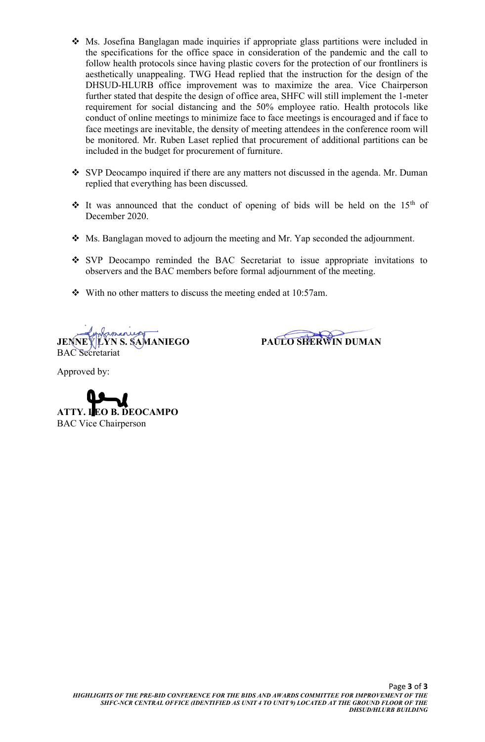- Ms. Josefina Banglagan made inquiries if appropriate glass partitions were included in the specifications for the office space in consideration of the pandemic and the call to follow health protocols since having plastic covers for the protection of our frontliners is aesthetically unappealing. TWG Head replied that the instruction for the design of the DHSUD-HLURB office improvement was to maximize the area. Vice Chairperson further stated that despite the design of office area, SHFC will still implement the 1-meter requirement for social distancing and the 50% employee ratio. Health protocols like conduct of online meetings to minimize face to face meetings is encouraged and if face to face meetings are inevitable, the density of meeting attendees in the conference room will be monitored. Mr. Ruben Laset replied that procurement of additional partitions can be included in the budget for procurement of furniture.

- SVP Deocampo inquired if there are any matters not discussed in the agenda. Mr. Duman replied that everything has been discussed.

- It was announced that the conduct of opening of bids will be held on the 15th of December 2020.

- Ms. Banglagan moved to adjourn the meeting and Mr. Yap seconded the adjournment.

- SVP Deocampo reminded the BAC Secretariat to issue appropriate invitations to observers and the BAC members before formal adjournment of the meeting.

- With no other matters to discuss the meeting ended at 10:57am.

**JENNEYLYN S. SAMANIEGO**
BAC Secretariat

**PAULO SHERWIN DUMAN**

Approved by:

**ATTY. LEO B. DEOCAMPO**
BAC Vice Chairperson